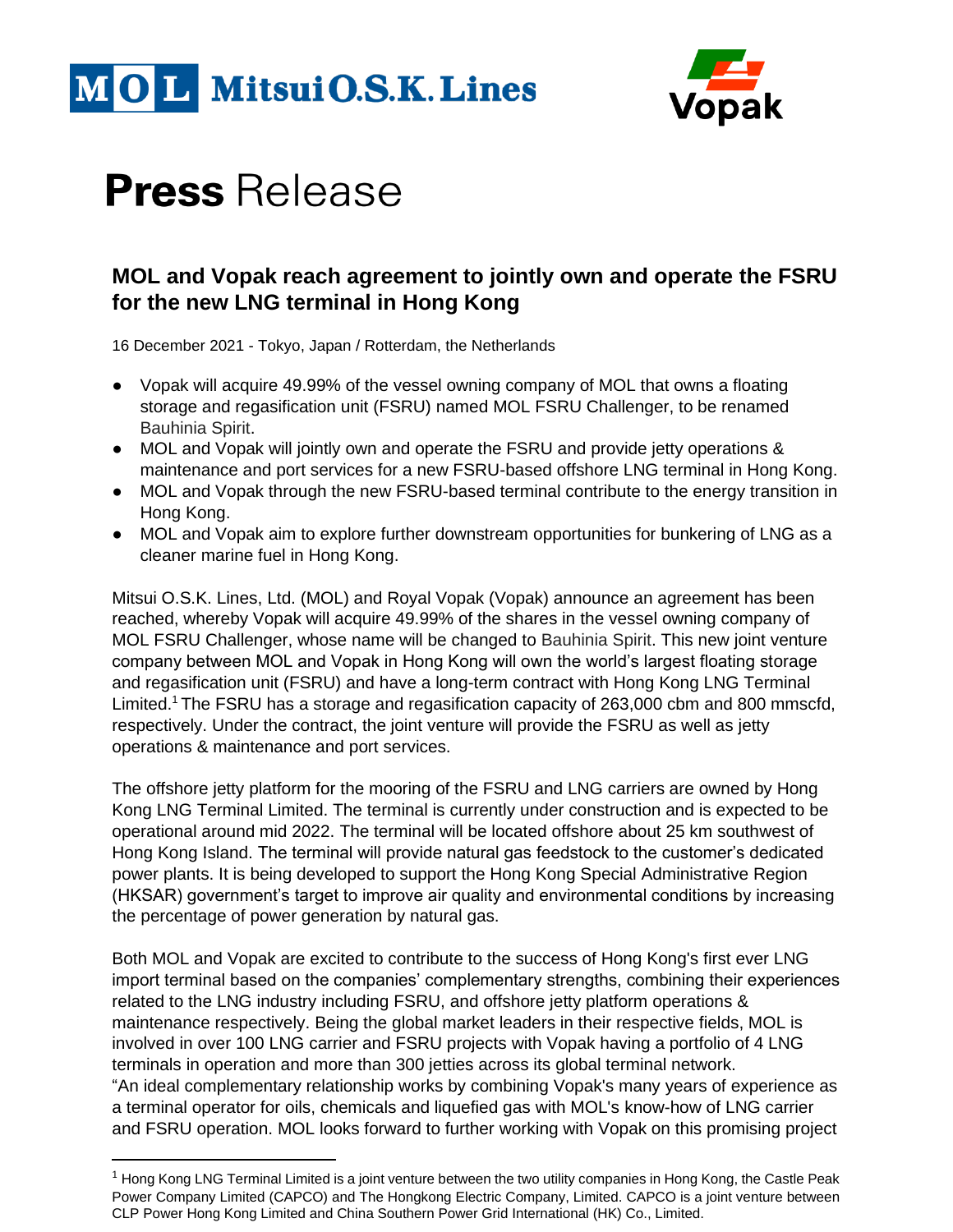# Press Release

## MOL and Vopak reach agreement to jointly own and operate the FSRU for the new LNG terminal in Hong Kong

16 December 2021 - Tokyo, Japan / Rotterdam, the Netherlands

- Vopak will acquire 49.99% of the vessel owning company of MOL that owns a floating storage and regasification unit (FSRU) named MOL FSRU Challenger, to be renamed Bauhinia Spirit.
- MOL and Vopak will jointly own and operate the FSRU and provide jetty operations & maintenance and port services for a new FSRU-based offshore LNG terminal in Hong Kong.
- MOL and Vopak through the new FSRU-based terminal contribute to the energy transition in Hong Kong.
- MOL and Vopak aim to explore further downstream opportunities for bunkering of LNG as a cleaner marine fuel in Hong Kong.

Mitsui O.S.K. Lines, Ltd. (MOL) and Royal Vopak (Vopak) announce an agreement has been reached, whereby Vopak will acquire 49.99% of the shares in the vessel owning company of MOL FSRU Challenger, whose name will be changed to Bauhinia Spirit. This new joint venture company between MOL and Vopak in Hong Kong will own the world's largest floating storage and regasification unit (FSRU) and have a long-term contract with Hong Kong LNG Terminal Limited.[1] The FSRU has a storage and regasification capacity of 263,000 cbm and 800 mmscfd, respectively. Under the contract, the joint venture will provide the FSRU as well as jetty operations & maintenance and port services.

The offshore jetty platform for the mooring of the FSRU and LNG carriers are owned by Hong Kong LNG Terminal Limited. The terminal is currently under construction and is expected to be operational around mid 2022. The terminal will be located offshore about 25 km southwest of Hong Kong Island. The terminal will provide natural gas feedstock to the customer's dedicated power plants. It is being developed to support the Hong Kong Special Administrative Region (HKSAR) government's target to improve air quality and environmental conditions by increasing the percentage of power generation by natural gas.

Both MOL and Vopak are excited to contribute to the success of Hong Kong's first ever LNG import terminal based on the companies' complementary strengths, combining their experiences related to the LNG industry including FSRU, and offshore jetty platform operations & maintenance respectively. Being the global market leaders in their respective fields, MOL is involved in over 100 LNG carrier and FSRU projects with Vopak having a portfolio of 4 LNG terminals in operation and more than 300 jetties across its global terminal network.
"An ideal complementary relationship works by combining Vopak's many years of experience as a terminal operator for oils, chemicals and liquefied gas with MOL's know-how of LNG carrier and FSRU operation. MOL looks forward to further working with Vopak on this promising project

---

[1] Hong Kong LNG Terminal Limited is a joint venture between the two utility companies in Hong Kong, the Castle Peak Power Company Limited (CAPCO) and The Hongkong Electric Company, Limited. CAPCO is a joint venture between CLP Power Hong Kong Limited and China Southern Power Grid International (HK) Co., Limited.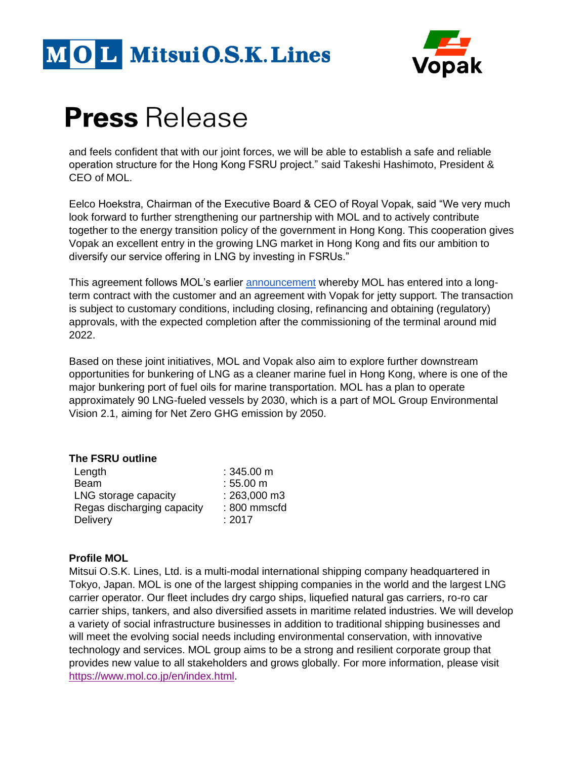and feels confident that with our joint forces, we will be able to establish a safe and reliable operation structure for the Hong Kong FSRU project." said Takeshi Hashimoto, President & CEO of MOL.

Eelco Hoekstra, Chairman of the Executive Board & CEO of Royal Vopak, said "We very much look forward to further strengthening our partnership with MOL and to actively contribute together to the energy transition policy of the government in Hong Kong. This cooperation gives Vopak an excellent entry in the growing LNG market in Hong Kong and fits our ambition to diversify our service offering in LNG by investing in FSRUs."

This agreement follows MOL's earlier announcement whereby MOL has entered into a long-term contract with the customer and an agreement with Vopak for jetty support. The transaction is subject to customary conditions, including closing, refinancing and obtaining (regulatory) approvals, with the expected completion after the commissioning of the terminal around mid 2022.

Based on these joint initiatives, MOL and Vopak also aim to explore further downstream opportunities for bunkering of LNG as a cleaner marine fuel in Hong Kong, where is one of the major bunkering port of fuel oils for marine transportation. MOL has a plan to operate approximately 90 LNG-fueled vessels by 2030, which is a part of MOL Group Environmental Vision 2.1, aiming for Net Zero GHG emission by 2050.

**The FSRU outline**

| | |
|---|---|
| Length | : 345.00 m |
| Beam | : 55.00 m |
| LNG storage capacity | : 263,000 m3 |
| Regas discharging capacity | : 800 mmscfd |
| Delivery | : 2017 |

**Profile MOL**

Mitsui O.S.K. Lines, Ltd. is a multi-modal international shipping company headquartered in Tokyo, Japan. MOL is one of the largest shipping companies in the world and the largest LNG carrier operator. Our fleet includes dry cargo ships, liquefied natural gas carriers, ro-ro car carrier ships, tankers, and also diversified assets in maritime related industries. We will develop a variety of social infrastructure businesses in addition to traditional shipping businesses and will meet the evolving social needs including environmental conservation, with innovative technology and services. MOL group aims to be a strong and resilient corporate group that provides new value to all stakeholders and grows globally. For more information, please visit https://www.mol.co.jp/en/index.html.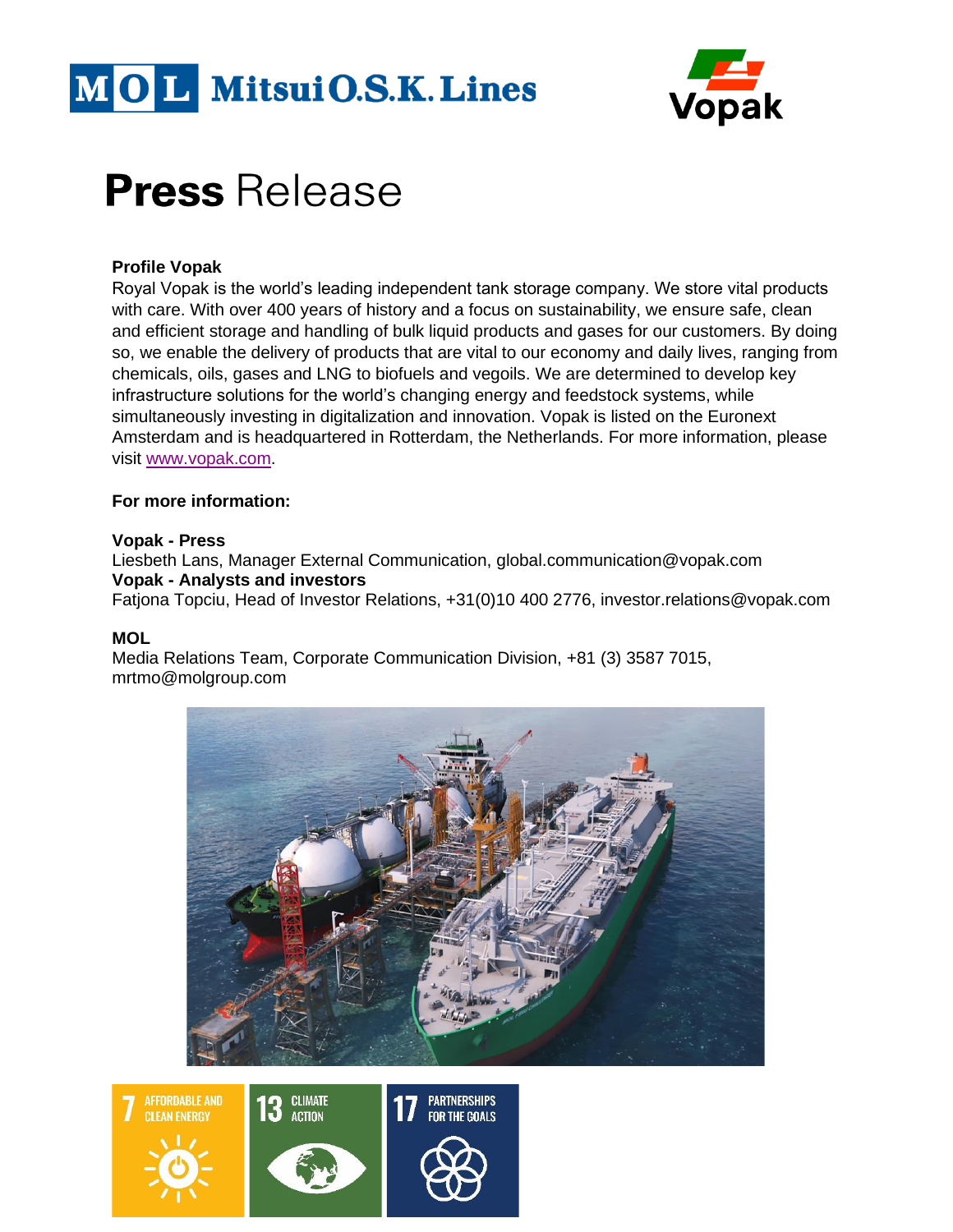# **Press** Release

**Profile Vopak**

Royal Vopak is the world's leading independent tank storage company. We store vital products with care. With over 400 years of history and a focus on sustainability, we ensure safe, clean and efficient storage and handling of bulk liquid products and gases for our customers. By doing so, we enable the delivery of products that are vital to our economy and daily lives, ranging from chemicals, oils, gases and LNG to biofuels and vegoils. We are determined to develop key infrastructure solutions for the world's changing energy and feedstock systems, while simultaneously investing in digitalization and innovation. Vopak is listed on the Euronext Amsterdam and is headquartered in Rotterdam, the Netherlands. For more information, please visit www.vopak.com.

**For more information:**

**Vopak - Press**
Liesbeth Lans, Manager External Communication, global.communication@vopak.com
**Vopak - Analysts and investors**
Fatjona Topciu, Head of Investor Relations, +31(0)10 400 2776, investor.relations@vopak.com

**MOL**
Media Relations Team, Corporate Communication Division, +81 (3) 3587 7015, mrtmo@molgroup.com